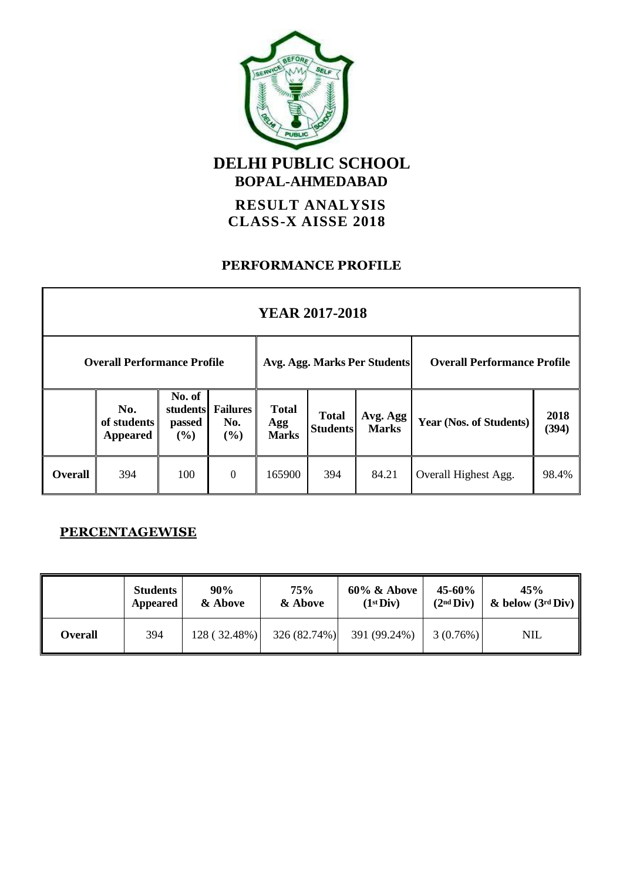# DELHI PUBLIC SCHOOL

## BOPAL-AHMEDABAD

### RESULT ANALYSIS
### CLASS-X AISSE 2018

### PERFORMANCE PROFILE

| YEAR 2017-2018 | | | | | | | | |
|---|---|---|---|---|---|---|---|---|
| **Overall Performance Profile** | | | | **Avg. Agg. Marks Per Students** | | | **Overall Performance Profile** | |
| | **No. of students Appeared** | **No. of students passed (%)** | **Failures No. (%)** | **Total Agg Marks** | **Total Students** | **Avg. Agg Marks** | **Year (Nos. of Students)** | **2018 (394)** |
| **Overall** | 394 | 100 | 0 | 165900 | 394 | 84.21 | Overall Highest Agg. | 98.4% |

## PERCENTAGEWISE

| | Students Appeared | 90% & Above | 75% & Above | 60% & Above (1st Div) | 45-60% (2nd Div) | 45% & below (3rd Div) |
|---|---|---|---|---|---|---|
| **Overall** | 394 | 128 ( 32.48%) | 326 (82.74%) | 391 (99.24%) | 3 (0.76%) | NIL |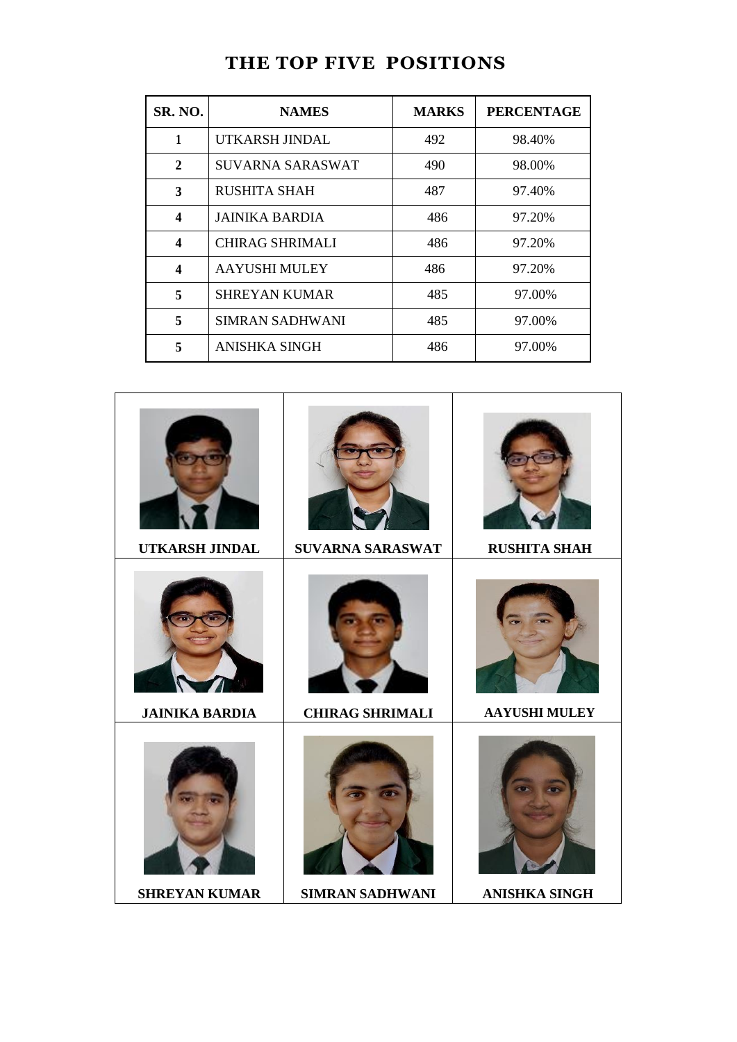# THE TOP FIVE POSITIONS

| SR. NO. | NAMES | MARKS | PERCENTAGE |
|---|---|---|---|
| 1 | UTKARSH JINDAL | 492 | 98.40% |
| 2 | SUVARNA SARASWAT | 490 | 98.00% |
| 3 | RUSHITA SHAH | 487 | 97.40% |
| 4 | JAINIKA BARDIA | 486 | 97.20% |
| 4 | CHIRAG SHRIMALI | 486 | 97.20% |
| 4 | AAYUSHI MULEY | 486 | 97.20% |
| 5 | SHREYAN KUMAR | 485 | 97.00% |
| 5 | SIMRAN SADHWANI | 485 | 97.00% |
| 5 | ANISHKA SINGH | 486 | 97.00% |

| | | |
|---|---|---|
| UTKARSH JINDAL | SUVARNA SARASWAT | RUSHITA SHAH |
| JAINIKA BARDIA | CHIRAG SHRIMALI | AAYUSHI MULEY |
| SHREYAN KUMAR | SIMRAN SADHWANI | ANISHKA SINGH |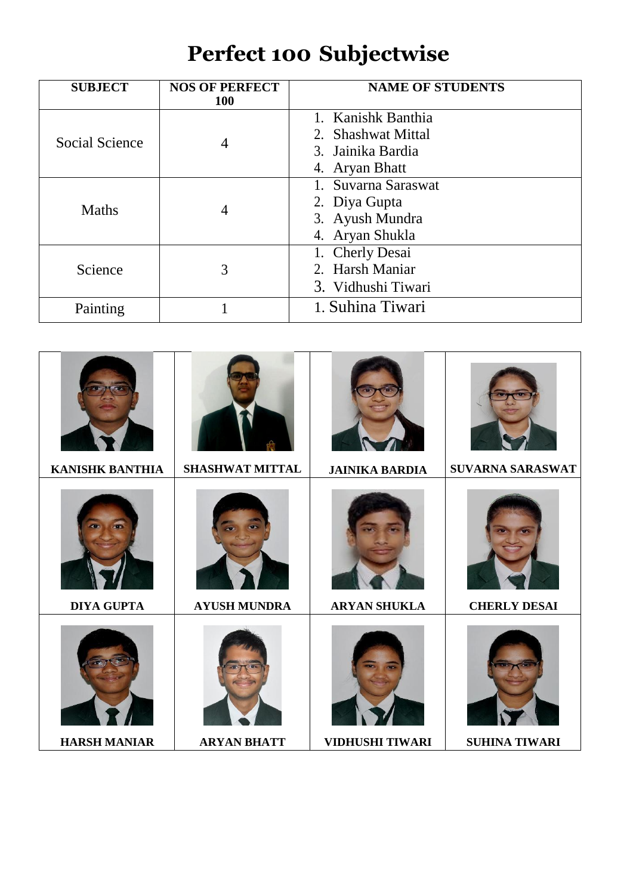# Perfect 100 Subjectwise

| SUBJECT | NOS OF PERFECT 100 | NAME OF STUDENTS |
|---|---|---|
| Social Science | 4 | 1. Kanishk Banthia<br>2. Shashwat Mittal<br>3. Jainika Bardia<br>4. Aryan Bhatt |
| Maths | 4 | 1. Suvarna Saraswat<br>2. Diya Gupta<br>3. Ayush Mundra<br>4. Aryan Shukla |
| Science | 3 | 1. Cherly Desai<br>2. Harsh Maniar<br>3. Vidhushi Tiwari |
| Painting | 1 | 1. Suhina Tiwari |

| | | | |
|---|---|---|---|
| KANISHK BANTHIA | SHASHWAT MITTAL | JAINIKA BARDIA | SUVARNA SARASWAT |
| DIYA GUPTA | AYUSH MUNDRA | ARYAN SHUKLA | CHERLY DESAI |
| HARSH MANIAR | ARYAN BHATT | VIDHUSHI TIWARI | SUHINA TIWARI |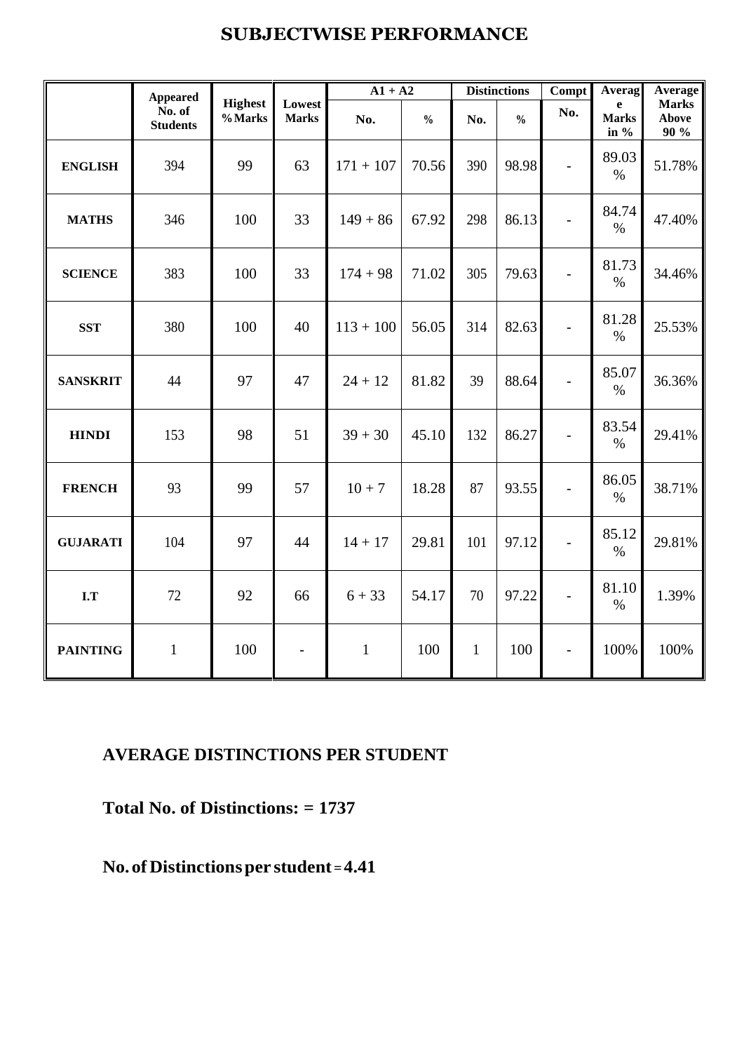# SUBJECTWISE PERFORMANCE

| | Appeared No. of Students | Highest % Marks | Lowest Marks | A1 + A2 | | Distinctions | | Compt | Average Marks in % | Average Marks Above 90 % |
|---|---|---|---|---|---|---|---|---|---|---|
| | | | | No. | % | No. | % | No. | | |
| **ENGLISH** | 394 | 99 | 63 | 171 + 107 | 70.56 | 390 | 98.98 | - | 89.03 % | 51.78% |
| **MATHS** | 346 | 100 | 33 | 149 + 86 | 67.92 | 298 | 86.13 | - | 84.74 % | 47.40% |
| **SCIENCE** | 383 | 100 | 33 | 174 + 98 | 71.02 | 305 | 79.63 | - | 81.73 % | 34.46% |
| **SST** | 380 | 100 | 40 | 113 + 100 | 56.05 | 314 | 82.63 | - | 81.28 % | 25.53% |
| **SANSKRIT** | 44 | 97 | 47 | 24 + 12 | 81.82 | 39 | 88.64 | - | 85.07 % | 36.36% |
| **HINDI** | 153 | 98 | 51 | 39 + 30 | 45.10 | 132 | 86.27 | - | 83.54 % | 29.41% |
| **FRENCH** | 93 | 99 | 57 | 10 + 7 | 18.28 | 87 | 93.55 | - | 86.05 % | 38.71% |
| **GUJARATI** | 104 | 97 | 44 | 14 + 17 | 29.81 | 101 | 97.12 | - | 85.12 % | 29.81% |
| **I.T** | 72 | 92 | 66 | 6 + 33 | 54.17 | 70 | 97.22 | - | 81.10 % | 1.39% |
| **PAINTING** | 1 | 100 | - | 1 | 100 | 1 | 100 | - | 100% | 100% |

## AVERAGE DISTINCTIONS PER STUDENT

**Total No. of Distinctions: = 1737**

**No. of Distinctions per student = 4.41**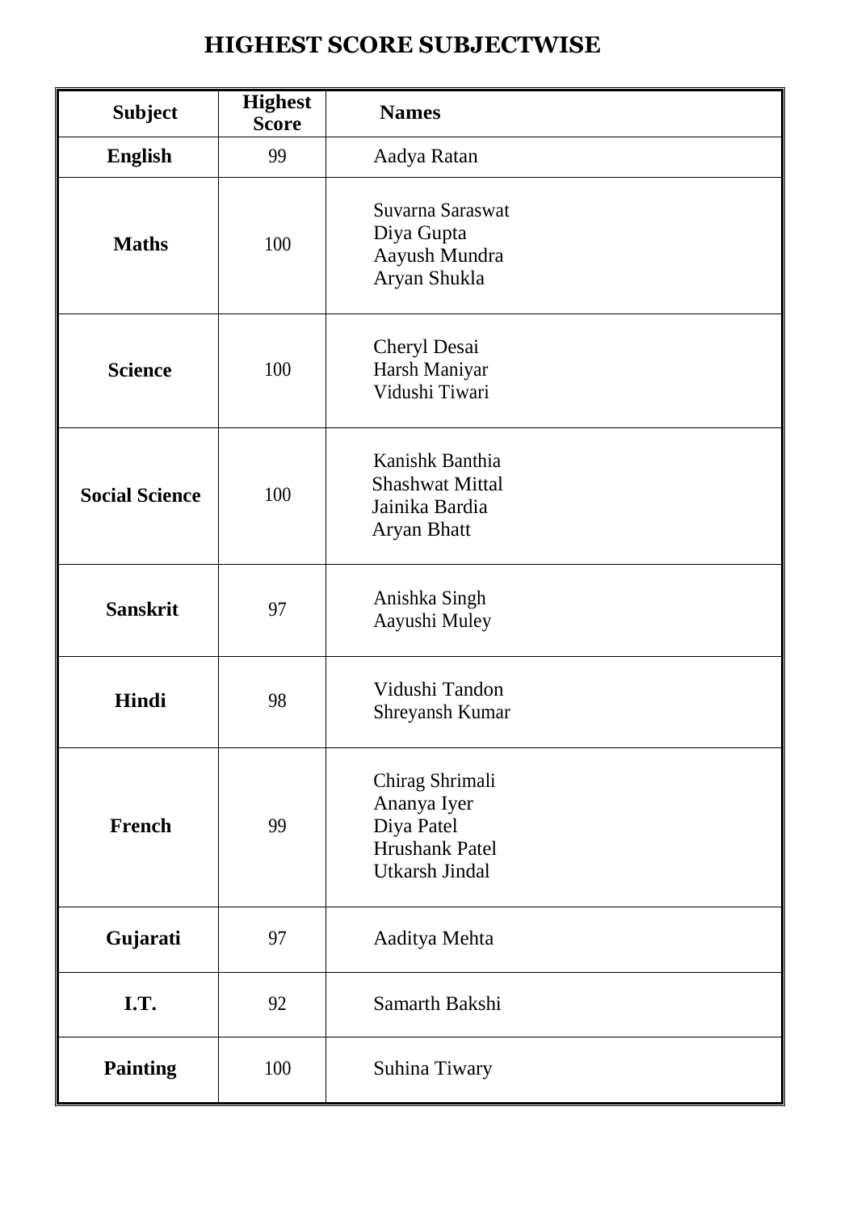# HIGHEST SCORE SUBJECTWISE

| Subject | Highest Score | Names |
|---|---|---|
| **English** | 99 | Aadya Ratan |
| **Maths** | 100 | Suvarna Saraswat<br>Diya Gupta<br>Aayush Mundra<br>Aryan Shukla |
| **Science** | 100 | Cheryl Desai<br>Harsh Maniyar<br>Vidushi Tiwari |
| **Social Science** | 100 | Kanishk Banthia<br>Shashwat Mittal<br>Jainika Bardia<br>Aryan Bhatt |
| **Sanskrit** | 97 | Anishka Singh<br>Aayushi Muley |
| **Hindi** | 98 | Vidushi Tandon<br>Shreyansh Kumar |
| **French** | 99 | Chirag Shrimali<br>Ananya Iyer<br>Diya Patel<br>Hrushank Patel<br>Utkarsh Jindal |
| **Gujarati** | 97 | Aaditya Mehta |
| **I.T.** | 92 | Samarth Bakshi |
| **Painting** | 100 | Suhina Tiwary |